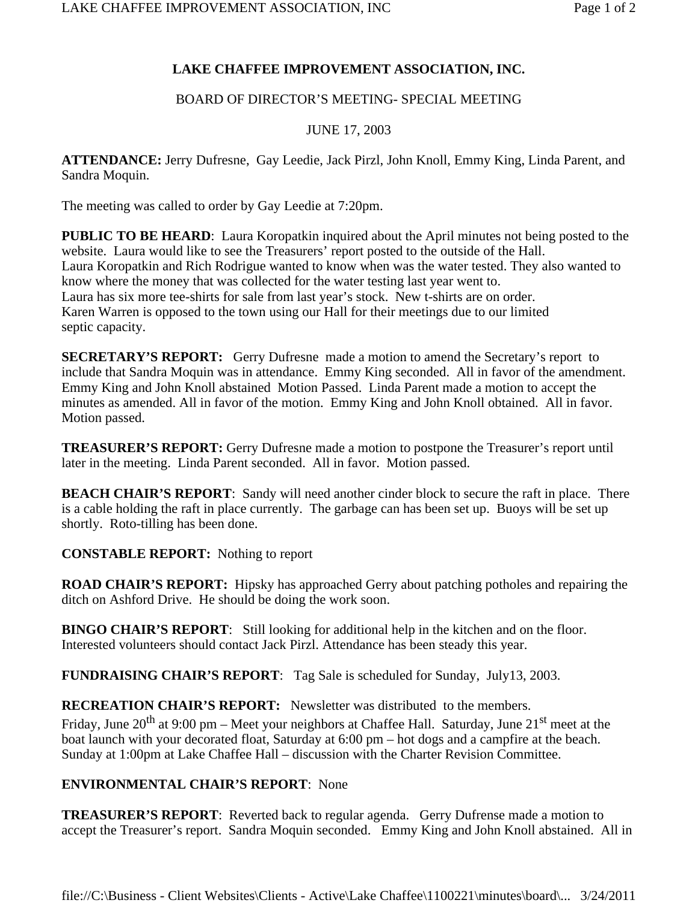# LAKE CHAFFEE IMPROVEMENT ASSOCIATION, INC.

BOARD OF DIRECTOR'S MEETING- SPECIAL MEETING

JUNE 17, 2003

**ATTENDANCE:** Jerry Dufresne, Gay Leedie, Jack Pirzl, John Knoll, Emmy King, Linda Parent, and Sandra Moquin.

The meeting was called to order by Gay Leedie at 7:20pm.

**PUBLIC TO BE HEARD**: Laura Koropatkin inquired about the April minutes not being posted to the website. Laura would like to see the Treasurers' report posted to the outside of the Hall.
Laura Koropatkin and Rich Rodrigue wanted to know when was the water tested. They also wanted to know where the money that was collected for the water testing last year went to.
Laura has six more tee-shirts for sale from last year's stock. New t-shirts are on order.
Karen Warren is opposed to the town using our Hall for their meetings due to our limited septic capacity.

**SECRETARY'S REPORT:** Gerry Dufresne made a motion to amend the Secretary's report to include that Sandra Moquin was in attendance. Emmy King seconded. All in favor of the amendment. Emmy King and John Knoll abstained Motion Passed. Linda Parent made a motion to accept the minutes as amended. All in favor of the motion. Emmy King and John Knoll obtained. All in favor. Motion passed.

**TREASURER'S REPORT:** Gerry Dufresne made a motion to postpone the Treasurer's report until later in the meeting. Linda Parent seconded. All in favor. Motion passed.

**BEACH CHAIR'S REPORT**: Sandy will need another cinder block to secure the raft in place. There is a cable holding the raft in place currently. The garbage can has been set up. Buoys will be set up shortly. Roto-tilling has been done.

**CONSTABLE REPORT:** Nothing to report

**ROAD CHAIR'S REPORT:** Hipsky has approached Gerry about patching potholes and repairing the ditch on Ashford Drive. He should be doing the work soon.

**BINGO CHAIR'S REPORT**: Still looking for additional help in the kitchen and on the floor. Interested volunteers should contact Jack Pirzl. Attendance has been steady this year.

**FUNDRAISING CHAIR'S REPORT**: Tag Sale is scheduled for Sunday, July13, 2003.

**RECREATION CHAIR'S REPORT:** Newsletter was distributed to the members.
Friday, June 20th at 9:00 pm – Meet your neighbors at Chaffee Hall. Saturday, June 21st meet at the boat launch with your decorated float, Saturday at 6:00 pm – hot dogs and a campfire at the beach. Sunday at 1:00pm at Lake Chaffee Hall – discussion with the Charter Revision Committee.

**ENVIRONMENTAL CHAIR'S REPORT**: None

**TREASURER'S REPORT**: Reverted back to regular agenda. Gerry Dufrense made a motion to accept the Treasurer's report. Sandra Moquin seconded. Emmy King and John Knoll abstained. All in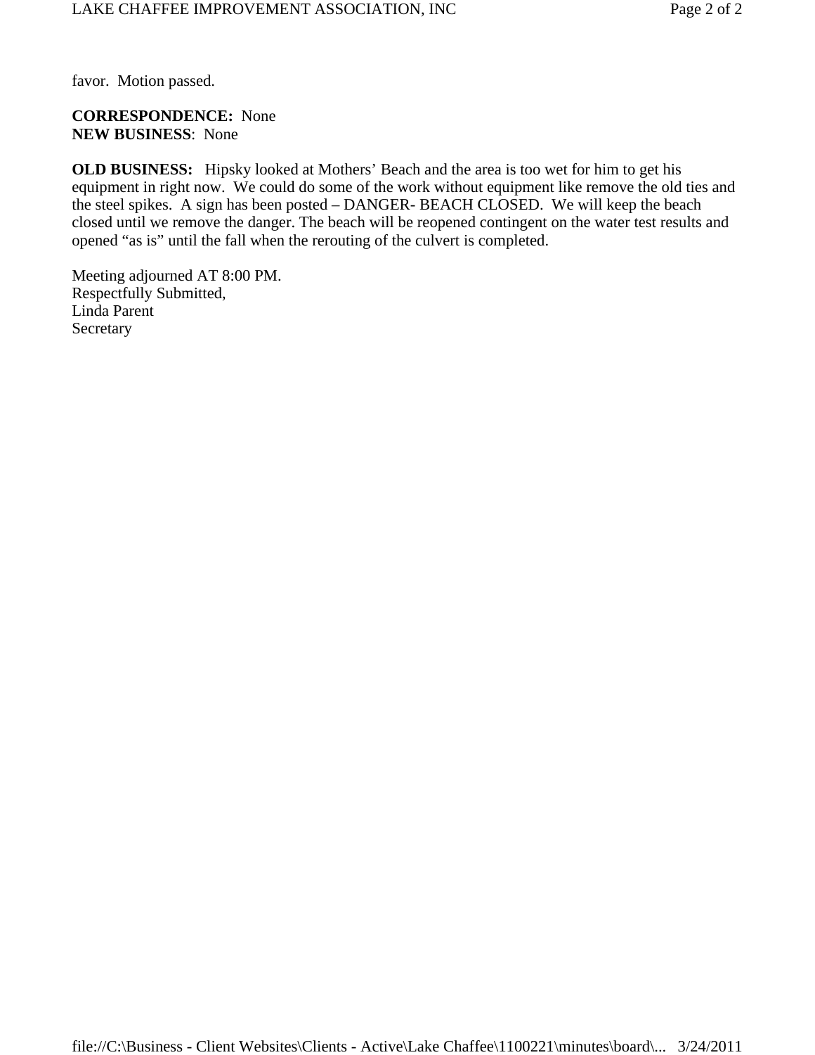favor.  Motion passed.

**CORRESPONDENCE:**  None
**NEW BUSINESS**:  None

**OLD BUSINESS:**   Hipsky looked at Mothers' Beach and the area is too wet for him to get his equipment in right now.  We could do some of the work without equipment like remove the old ties and the steel spikes.  A sign has been posted – DANGER- BEACH CLOSED.  We will keep the beach closed until we remove the danger. The beach will be reopened contingent on the water test results and opened "as is" until the fall when the rerouting of the culvert is completed.

Meeting adjourned AT 8:00 PM.
Respectfully Submitted,
Linda Parent
Secretary